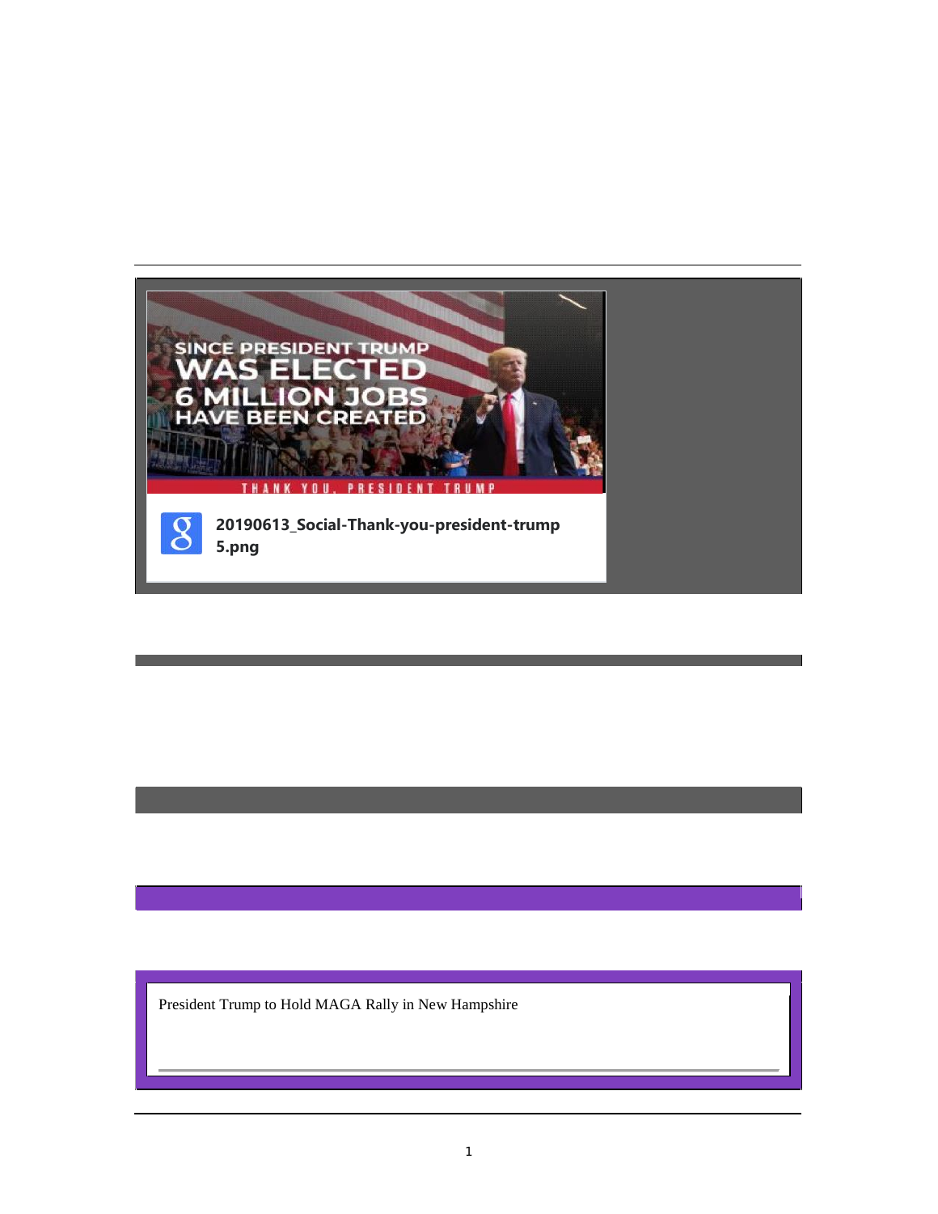SINCE PRESIDENT TRUMP WAS ELECTED 6 MILLION JOBS HAVE BEEN CREATED

THANK YOU, PRESIDENT TRUMP

**20190613_Social-Thank-you-president-trump 5.png**

President Trump to Hold MAGA Rally in New Hampshire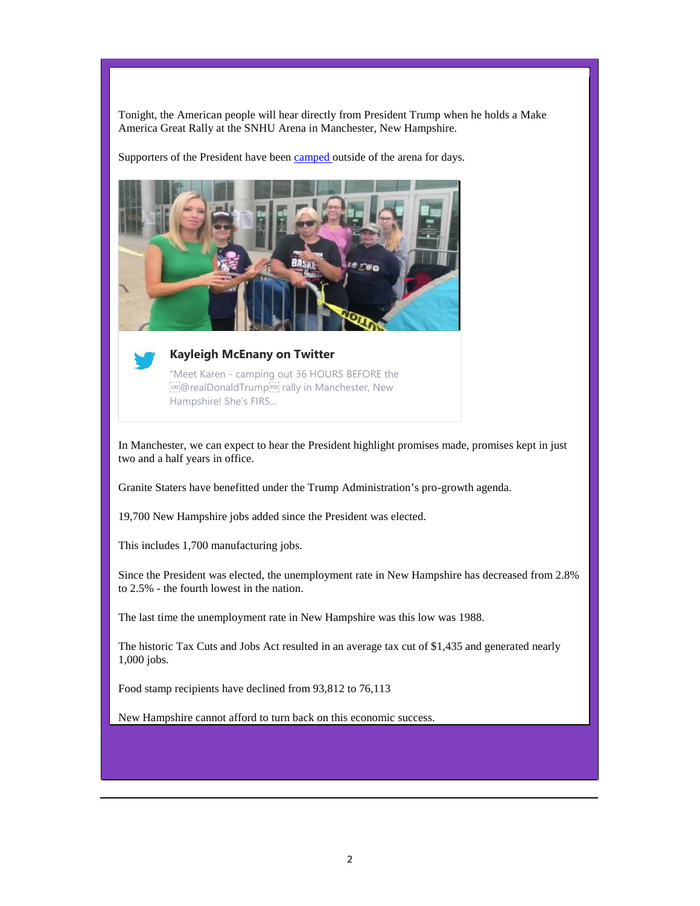Tonight, the American people will hear directly from President Trump when he holds a Make America Great Rally at the SNHU Arena in Manchester, New Hampshire.

Supporters of the President have been [camped](#) outside of the arena for days.

**Kayleigh McEnany on Twitter**

"Meet Karen - camping out 36 HOURS BEFORE the @realDonaldTrump rally in Manchester, New Hampshire! She's FIRS...

In Manchester, we can expect to hear the President highlight promises made, promises kept in just two and a half years in office.

Granite Staters have benefitted under the Trump Administration's pro-growth agenda.

19,700 New Hampshire jobs added since the President was elected.

This includes 1,700 manufacturing jobs.

Since the President was elected, the unemployment rate in New Hampshire has decreased from 2.8% to 2.5% - the fourth lowest in the nation.

The last time the unemployment rate in New Hampshire was this low was 1988.

The historic Tax Cuts and Jobs Act resulted in an average tax cut of $1,435 and generated nearly 1,000 jobs.

Food stamp recipients have declined from 93,812 to 76,113

New Hampshire cannot afford to turn back on this economic success.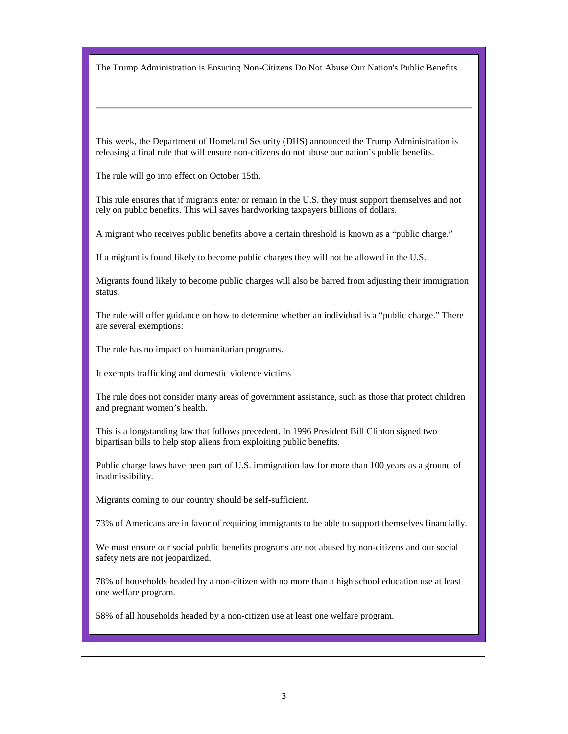## The Trump Administration is Ensuring Non-Citizens Do Not Abuse Our Nation's Public Benefits

---

This week, the Department of Homeland Security (DHS) announced the Trump Administration is releasing a final rule that will ensure non-citizens do not abuse our nation's public benefits.

The rule will go into effect on October 15th.

This rule ensures that if migrants enter or remain in the U.S. they must support themselves and not rely on public benefits. This will saves hardworking taxpayers billions of dollars.

A migrant who receives public benefits above a certain threshold is known as a "public charge."

If a migrant is found likely to become public charges they will not be allowed in the U.S.

Migrants found likely to become public charges will also be barred from adjusting their immigration status.

The rule will offer guidance on how to determine whether an individual is a "public charge." There are several exemptions:

The rule has no impact on humanitarian programs.

It exempts trafficking and domestic violence victims

The rule does not consider many areas of government assistance, such as those that protect children and pregnant women's health.

This is a longstanding law that follows precedent. In 1996 President Bill Clinton signed two bipartisan bills to help stop aliens from exploiting public benefits.

Public charge laws have been part of U.S. immigration law for more than 100 years as a ground of inadmissibility.

Migrants coming to our country should be self-sufficient.

73% of Americans are in favor of requiring immigrants to be able to support themselves financially.

We must ensure our social public benefits programs are not abused by non-citizens and our social safety nets are not jeopardized.

78% of households headed by a non-citizen with no more than a high school education use at least one welfare program.

58% of all households headed by a non-citizen use at least one welfare program.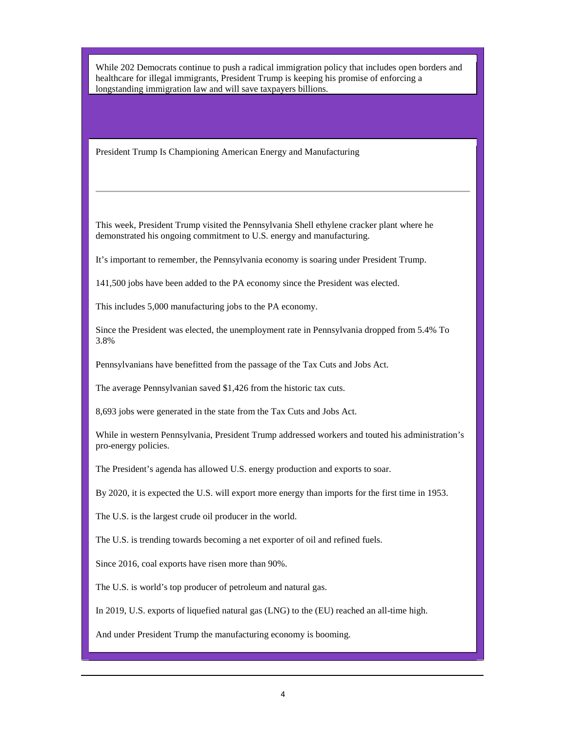While 202 Democrats continue to push a radical immigration policy that includes open borders and healthcare for illegal immigrants, President Trump is keeping his promise of enforcing a longstanding immigration law and will save taxpayers billions.

## President Trump Is Championing American Energy and Manufacturing

---

This week, President Trump visited the Pennsylvania Shell ethylene cracker plant where he demonstrated his ongoing commitment to U.S. energy and manufacturing.

It's important to remember, the Pennsylvania economy is soaring under President Trump.

141,500 jobs have been added to the PA economy since the President was elected.

This includes 5,000 manufacturing jobs to the PA economy.

Since the President was elected, the unemployment rate in Pennsylvania dropped from 5.4% To 3.8%

Pennsylvanians have benefitted from the passage of the Tax Cuts and Jobs Act.

The average Pennsylvanian saved $1,426 from the historic tax cuts.

8,693 jobs were generated in the state from the Tax Cuts and Jobs Act.

While in western Pennsylvania, President Trump addressed workers and touted his administration's pro-energy policies.

The President's agenda has allowed U.S. energy production and exports to soar.

By 2020, it is expected the U.S. will export more energy than imports for the first time in 1953.

The U.S. is the largest crude oil producer in the world.

The U.S. is trending towards becoming a net exporter of oil and refined fuels.

Since 2016, coal exports have risen more than 90%.

The U.S. is world's top producer of petroleum and natural gas.

In 2019, U.S. exports of liquefied natural gas (LNG) to the (EU) reached an all-time high.

And under President Trump the manufacturing economy is booming.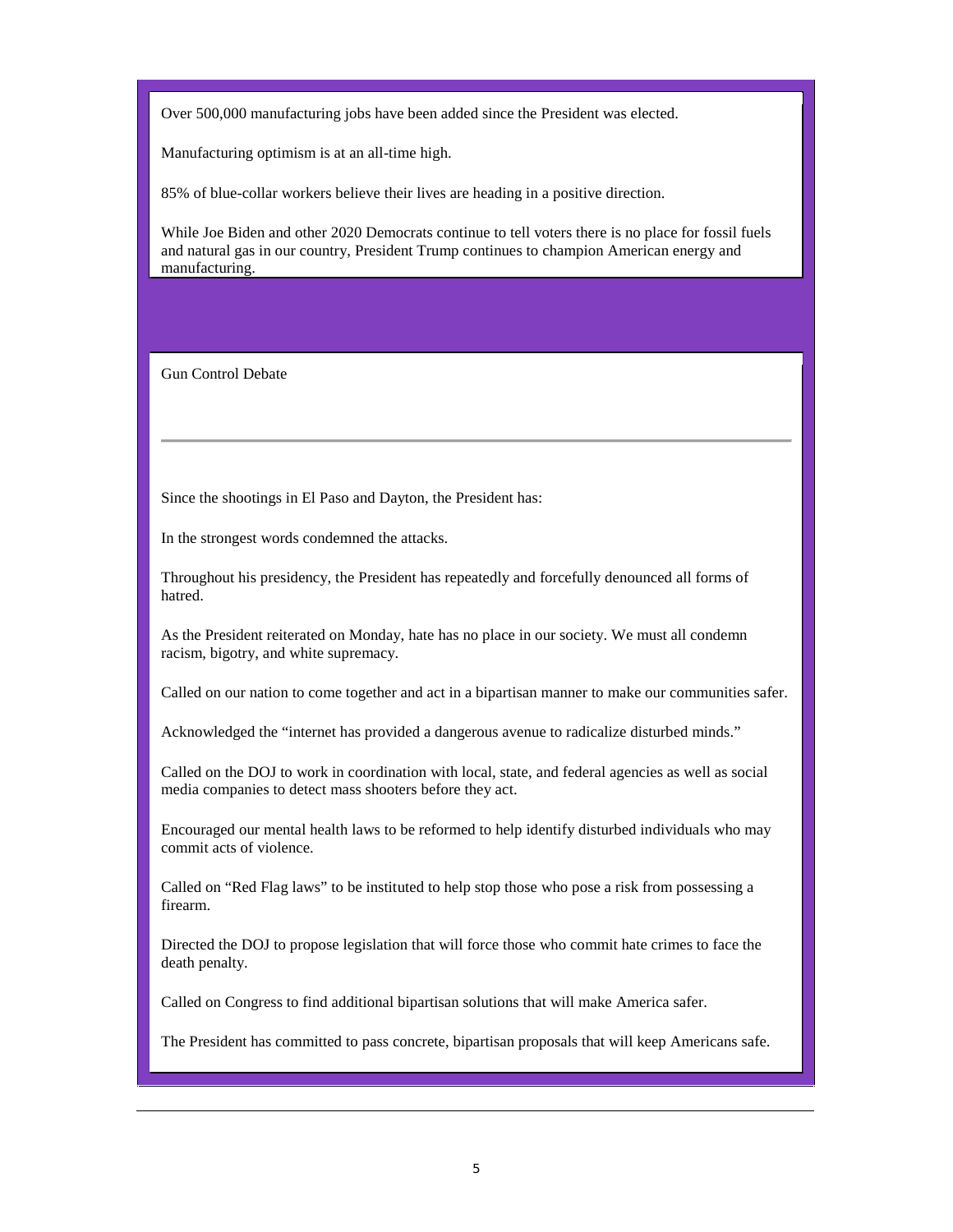Over 500,000 manufacturing jobs have been added since the President was elected.

Manufacturing optimism is at an all-time high.

85% of blue-collar workers believe their lives are heading in a positive direction.

While Joe Biden and other 2020 Democrats continue to tell voters there is no place for fossil fuels and natural gas in our country, President Trump continues to champion American energy and manufacturing.

## Gun Control Debate

---

Since the shootings in El Paso and Dayton, the President has:

In the strongest words condemned the attacks.

Throughout his presidency, the President has repeatedly and forcefully denounced all forms of hatred.

As the President reiterated on Monday, hate has no place in our society. We must all condemn racism, bigotry, and white supremacy.

Called on our nation to come together and act in a bipartisan manner to make our communities safer.

Acknowledged the "internet has provided a dangerous avenue to radicalize disturbed minds."

Called on the DOJ to work in coordination with local, state, and federal agencies as well as social media companies to detect mass shooters before they act.

Encouraged our mental health laws to be reformed to help identify disturbed individuals who may commit acts of violence.

Called on "Red Flag laws" to be instituted to help stop those who pose a risk from possessing a firearm.

Directed the DOJ to propose legislation that will force those who commit hate crimes to face the death penalty.

Called on Congress to find additional bipartisan solutions that will make America safer.

The President has committed to pass concrete, bipartisan proposals that will keep Americans safe.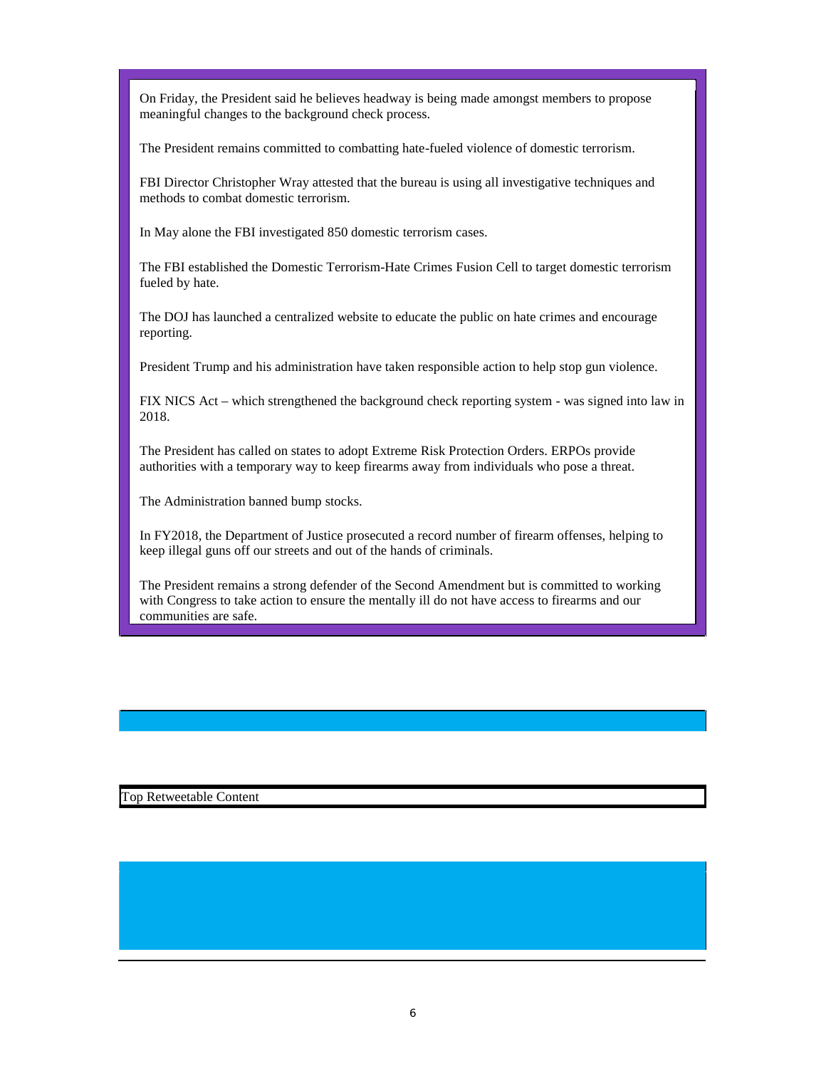On Friday, the President said he believes headway is being made amongst members to propose meaningful changes to the background check process.

The President remains committed to combatting hate-fueled violence of domestic terrorism.

FBI Director Christopher Wray attested that the bureau is using all investigative techniques and methods to combat domestic terrorism.

In May alone the FBI investigated 850 domestic terrorism cases.

The FBI established the Domestic Terrorism-Hate Crimes Fusion Cell to target domestic terrorism fueled by hate.

The DOJ has launched a centralized website to educate the public on hate crimes and encourage reporting.

President Trump and his administration have taken responsible action to help stop gun violence.

FIX NICS Act – which strengthened the background check reporting system - was signed into law in 2018.

The President has called on states to adopt Extreme Risk Protection Orders. ERPOs provide authorities with a temporary way to keep firearms away from individuals who pose a threat.

The Administration banned bump stocks.

In FY2018, the Department of Justice prosecuted a record number of firearm offenses, helping to keep illegal guns off our streets and out of the hands of criminals.

The President remains a strong defender of the Second Amendment but is committed to working with Congress to take action to ensure the mentally ill do not have access to firearms and our communities are safe.

Top Retweetable Content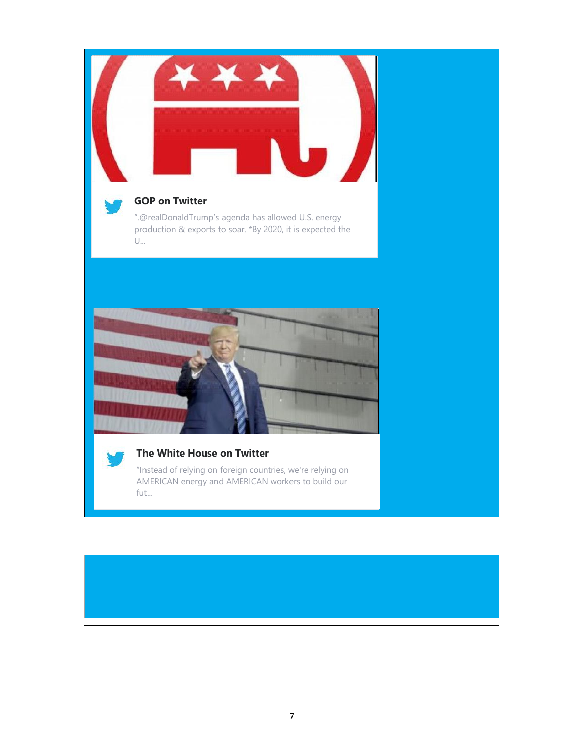**GOP on Twitter**

".@realDonaldTrump's agenda has allowed U.S. energy production & exports to soar. *By 2020, it is expected the U...

**The White House on Twitter**

"Instead of relying on foreign countries, we're relying on AMERICAN energy and AMERICAN workers to build our fut...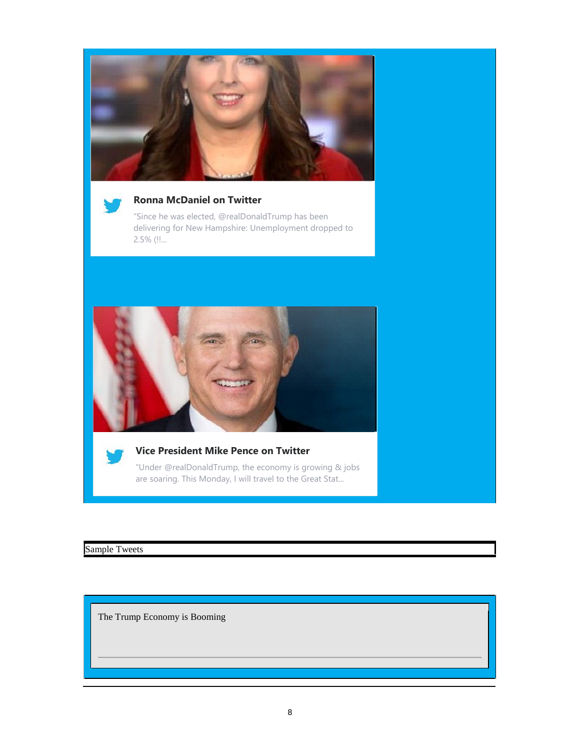**Ronna McDaniel on Twitter**

"Since he was elected, @realDonaldTrump has been delivering for New Hampshire: Unemployment dropped to 2.5% (!!...

**Vice President Mike Pence on Twitter**

"Under @realDonaldTrump, the economy is growing & jobs are soaring. This Monday, I will travel to the Great Stat...

Sample Tweets

The Trump Economy is Booming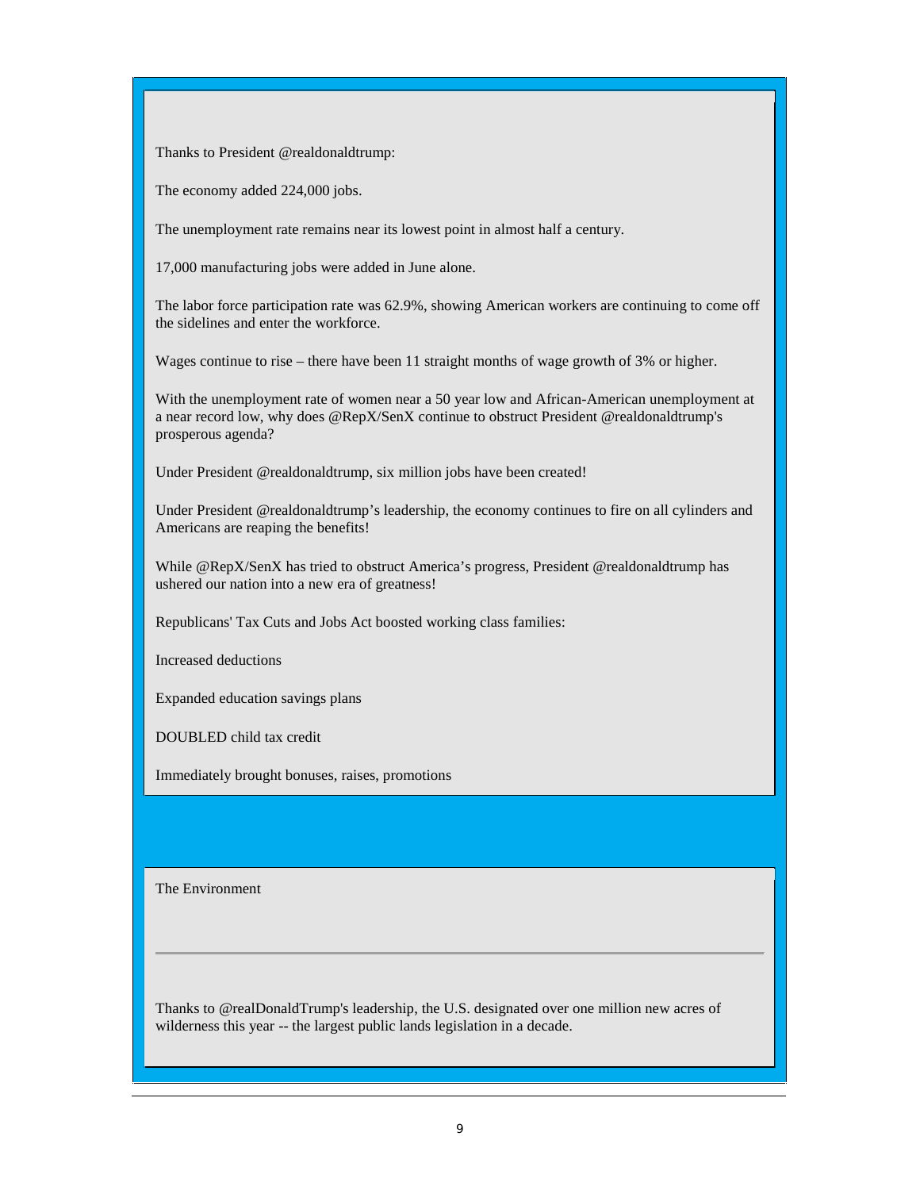Thanks to President @realdonaldtrump:

The economy added 224,000 jobs.

The unemployment rate remains near its lowest point in almost half a century.

17,000 manufacturing jobs were added in June alone.

The labor force participation rate was 62.9%, showing American workers are continuing to come off the sidelines and enter the workforce.

Wages continue to rise – there have been 11 straight months of wage growth of 3% or higher.

With the unemployment rate of women near a 50 year low and African-American unemployment at a near record low, why does @RepX/SenX continue to obstruct President @realdonaldtrump's prosperous agenda?

Under President @realdonaldtrump, six million jobs have been created!

Under President @realdonaldtrump's leadership, the economy continues to fire on all cylinders and Americans are reaping the benefits!

While @RepX/SenX has tried to obstruct America's progress, President @realdonaldtrump has ushered our nation into a new era of greatness!

Republicans' Tax Cuts and Jobs Act boosted working class families:

Increased deductions

Expanded education savings plans

DOUBLED child tax credit

Immediately brought bonuses, raises, promotions

The Environment

---

Thanks to @realDonaldTrump's leadership, the U.S. designated over one million new acres of wilderness this year -- the largest public lands legislation in a decade.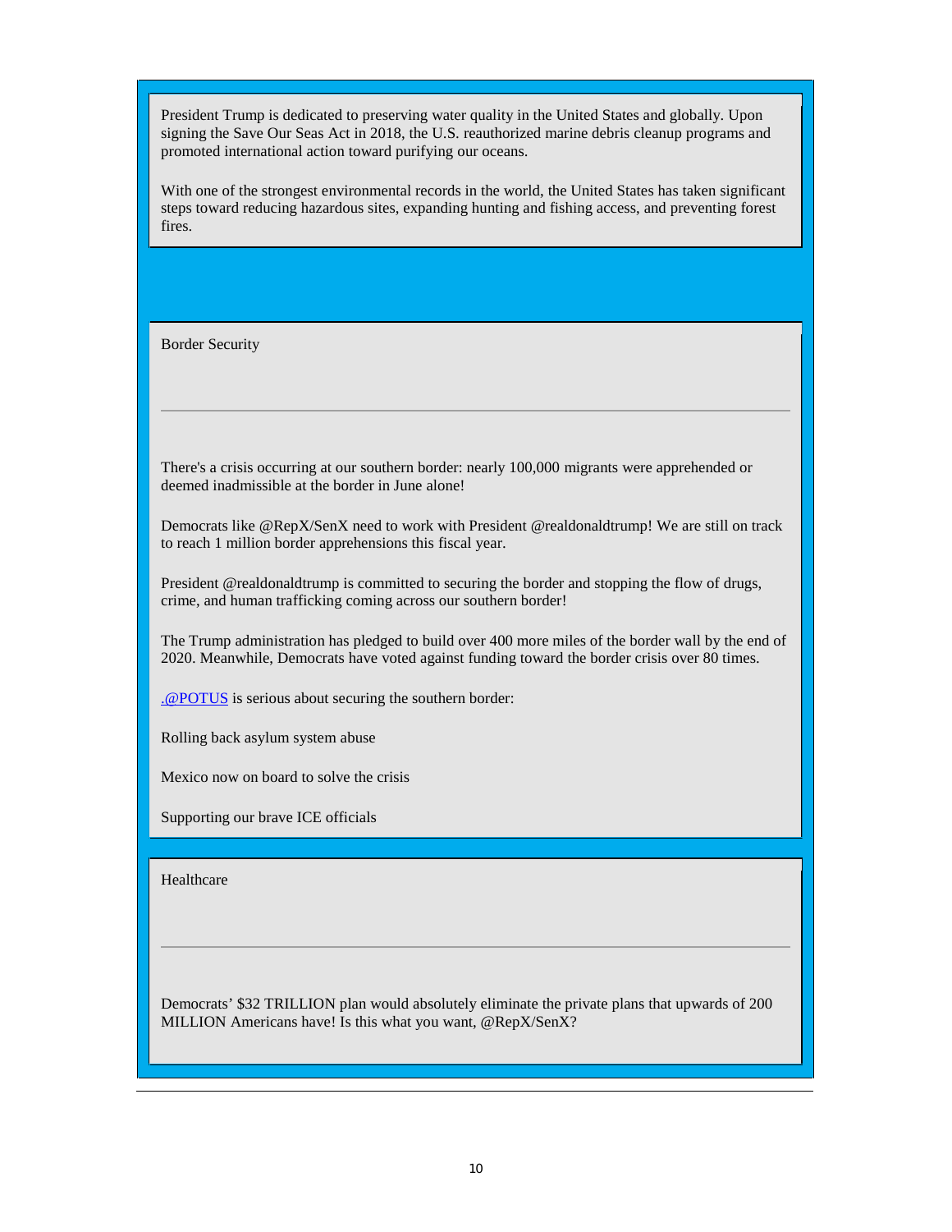President Trump is dedicated to preserving water quality in the United States and globally. Upon signing the Save Our Seas Act in 2018, the U.S. reauthorized marine debris cleanup programs and promoted international action toward purifying our oceans.

With one of the strongest environmental records in the world, the United States has taken significant steps toward reducing hazardous sites, expanding hunting and fishing access, and preventing forest fires.

## Border Security

---

There's a crisis occurring at our southern border: nearly 100,000 migrants were apprehended or deemed inadmissible at the border in June alone!

Democrats like @RepX/SenX need to work with President @realdonaldtrump! We are still on track to reach 1 million border apprehensions this fiscal year.

President @realdonaldtrump is committed to securing the border and stopping the flow of drugs, crime, and human trafficking coming across our southern border!

The Trump administration has pledged to build over 400 more miles of the border wall by the end of 2020. Meanwhile, Democrats have voted against funding toward the border crisis over 80 times.

.@POTUS is serious about securing the southern border:

Rolling back asylum system abuse

Mexico now on board to solve the crisis

Supporting our brave ICE officials

## Healthcare

---

Democrats' $32 TRILLION plan would absolutely eliminate the private plans that upwards of 200 MILLION Americans have! Is this what you want, @RepX/SenX?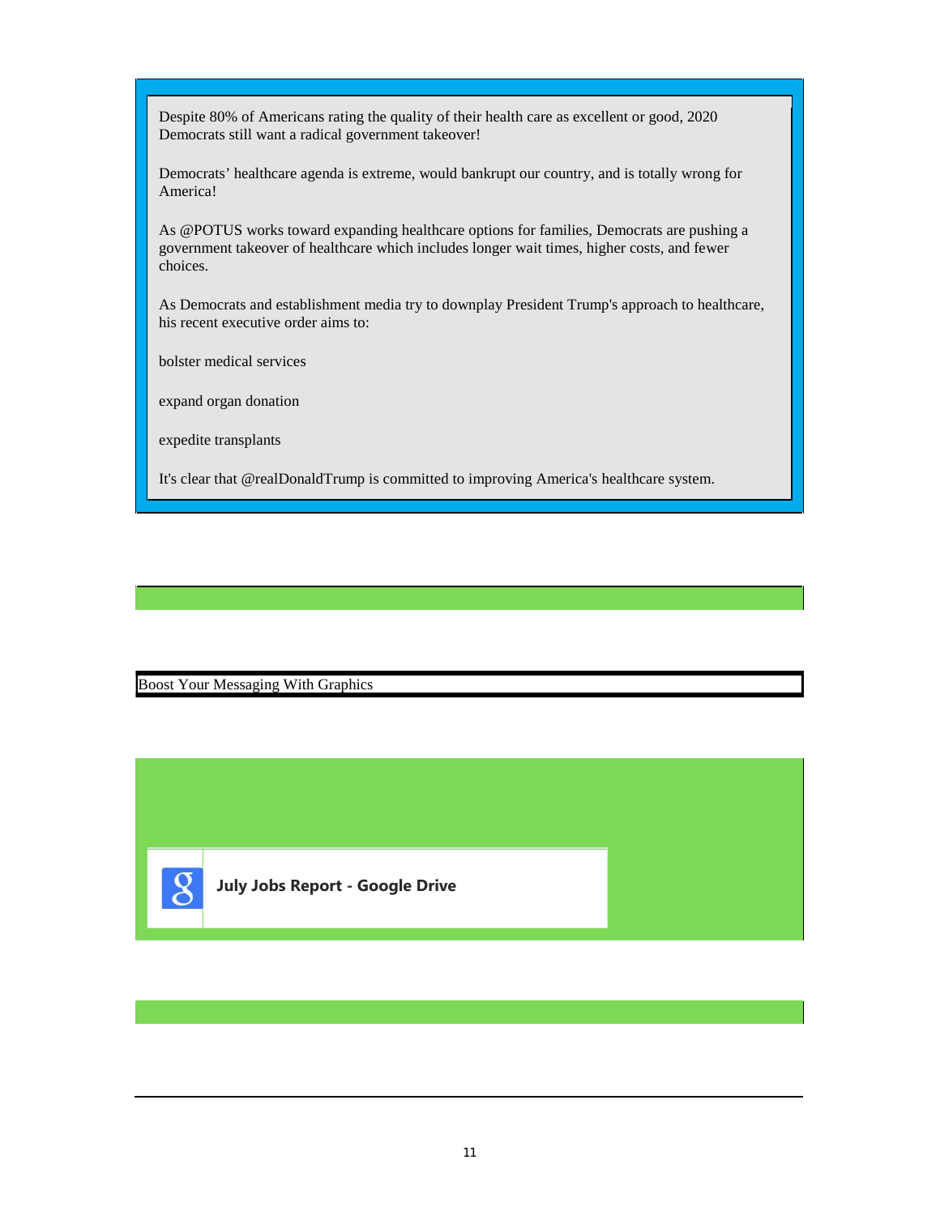Despite 80% of Americans rating the quality of their health care as excellent or good, 2020 Democrats still want a radical government takeover!

Democrats' healthcare agenda is extreme, would bankrupt our country, and is totally wrong for America!

As @POTUS works toward expanding healthcare options for families, Democrats are pushing a government takeover of healthcare which includes longer wait times, higher costs, and fewer choices.

As Democrats and establishment media try to downplay President Trump's approach to healthcare, his recent executive order aims to:

bolster medical services

expand organ donation

expedite transplants

It's clear that @realDonaldTrump is committed to improving America's healthcare system.

Boost Your Messaging With Graphics

**July Jobs Report - Google Drive**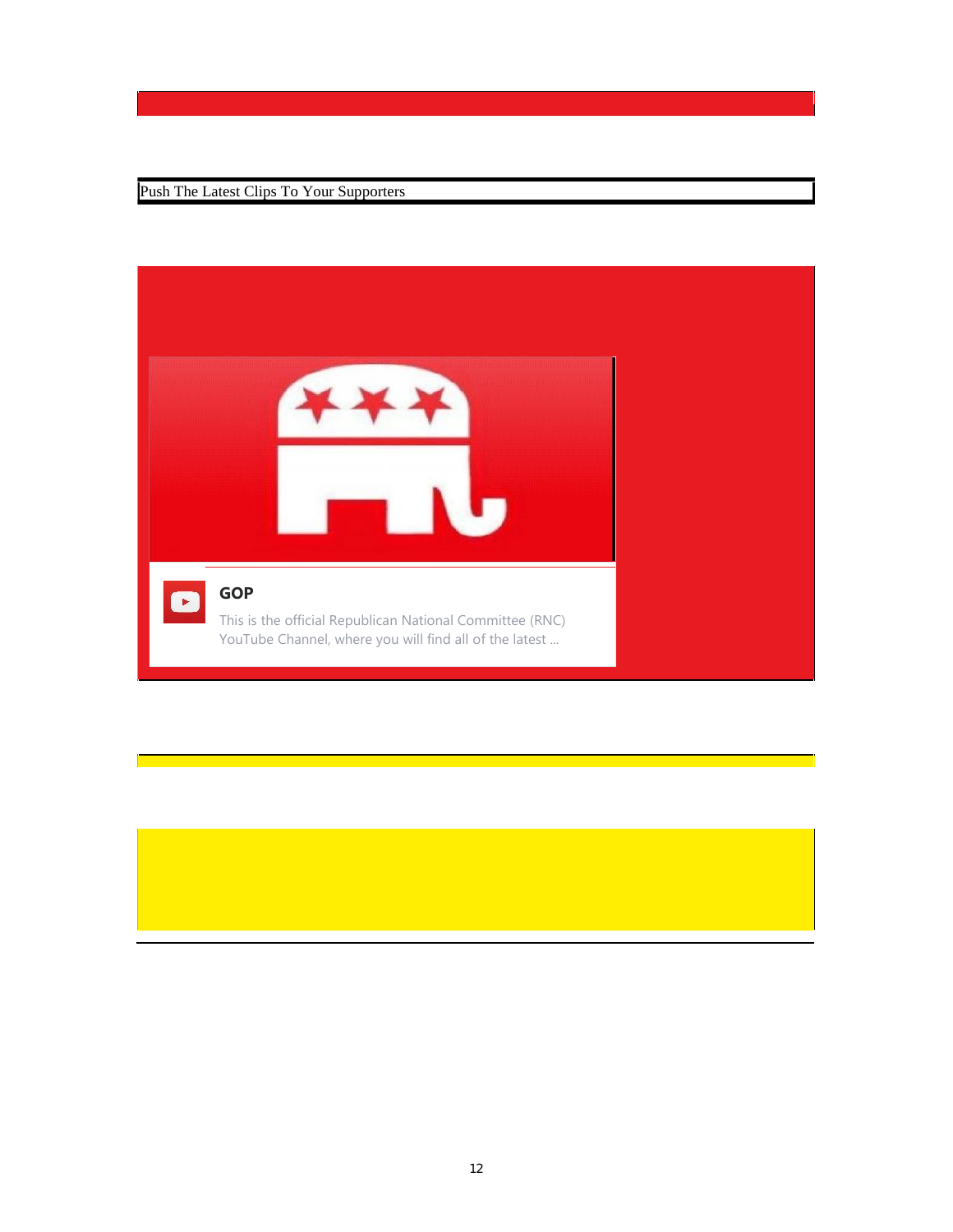Push The Latest Clips To Your Supporters

**GOP**

This is the official Republican National Committee (RNC) YouTube Channel, where you will find all of the latest ...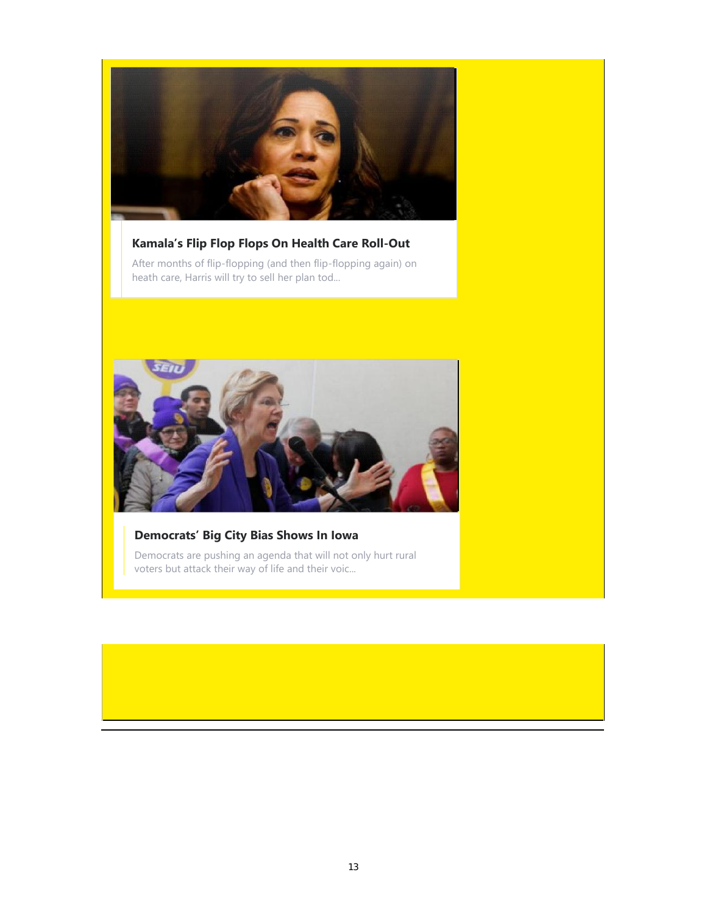### Kamala's Flip Flop Flops On Health Care Roll-Out

After months of flip-flopping (and then flip-flopping again) on heath care, Harris will try to sell her plan tod...

### Democrats' Big City Bias Shows In Iowa

Democrats are pushing an agenda that will not only hurt rural voters but attack their way of life and their voic...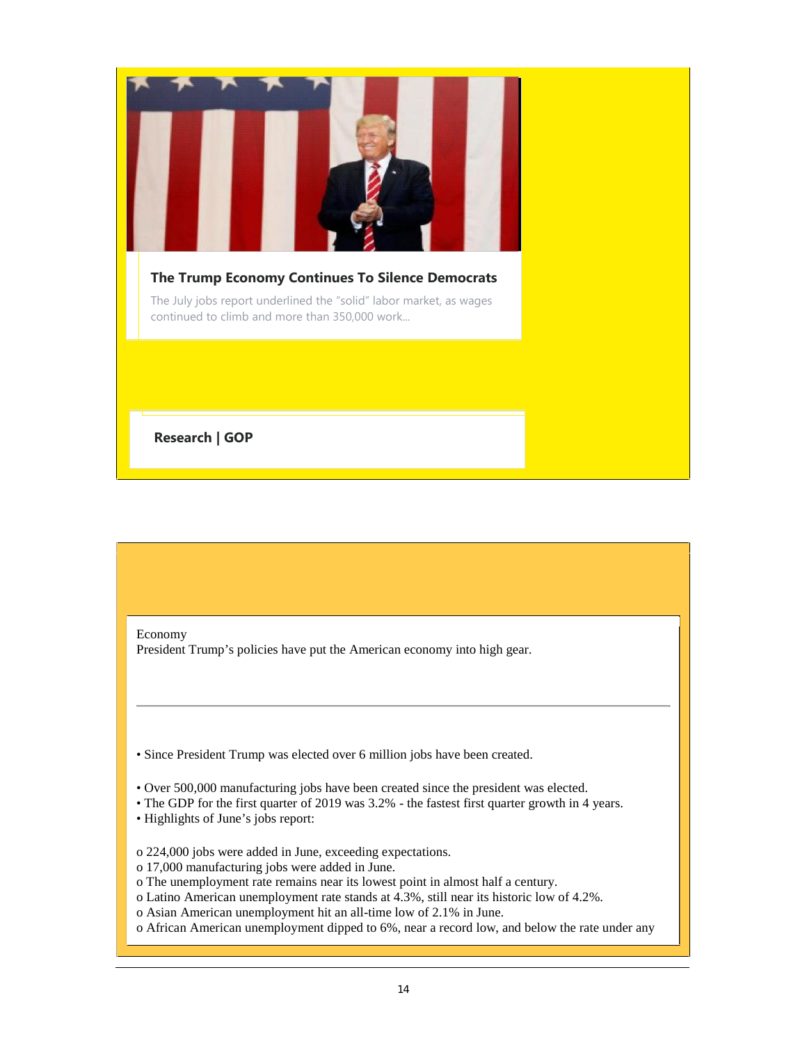**The Trump Economy Continues To Silence Democrats**

The July jobs report underlined the "solid" labor market, as wages continued to climb and more than 350,000 work...

**Research | GOP**

Economy

President Trump's policies have put the American economy into high gear.

---

- Since President Trump was elected over 6 million jobs have been created.
- Over 500,000 manufacturing jobs have been created since the president was elected.
- The GDP for the first quarter of 2019 was 3.2% - the fastest first quarter growth in 4 years.
- Highlights of June's jobs report:
  - 224,000 jobs were added in June, exceeding expectations.
  - 17,000 manufacturing jobs were added in June.
  - The unemployment rate remains near its lowest point in almost half a century.
  - Latino American unemployment rate stands at 4.3%, still near its historic low of 4.2%.
  - Asian American unemployment hit an all-time low of 2.1% in June.
  - African American unemployment dipped to 6%, near a record low, and below the rate under any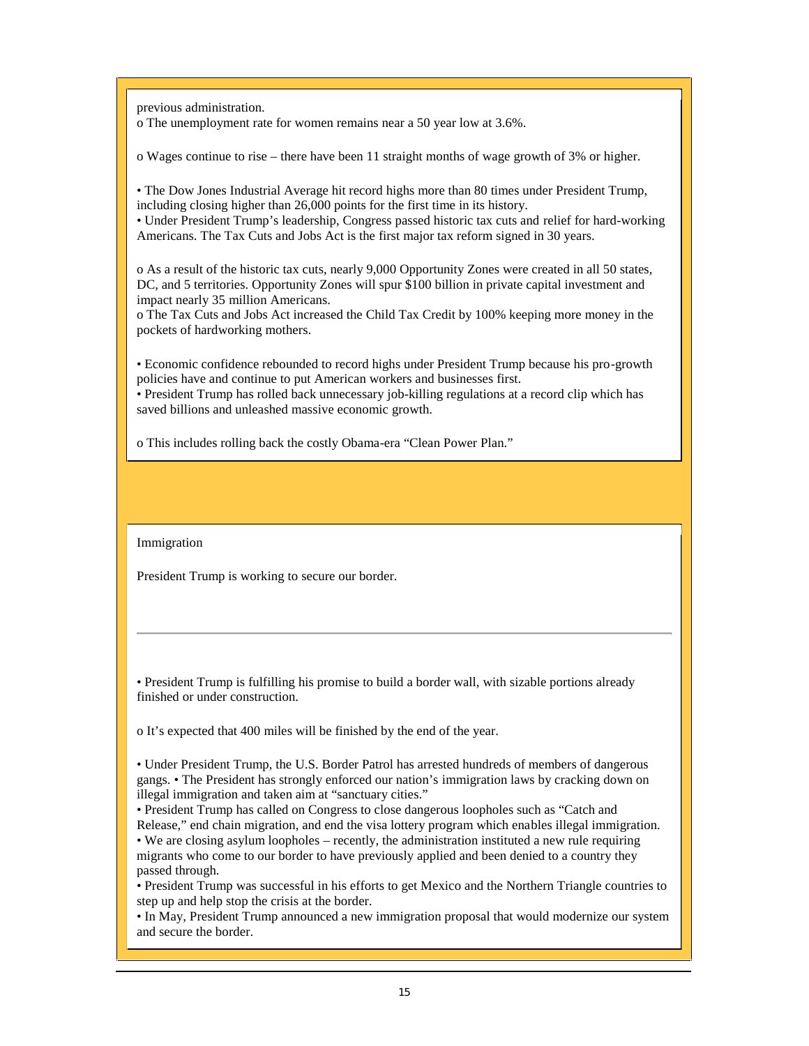previous administration.

- The unemployment rate for women remains near a 50 year low at 3.6%.
- Wages continue to rise – there have been 11 straight months of wage growth of 3% or higher.

• The Dow Jones Industrial Average hit record highs more than 80 times under President Trump, including closing higher than 26,000 points for the first time in its history.

• Under President Trump's leadership, Congress passed historic tax cuts and relief for hard-working Americans. The Tax Cuts and Jobs Act is the first major tax reform signed in 30 years.

- As a result of the historic tax cuts, nearly 9,000 Opportunity Zones were created in all 50 states, DC, and 5 territories. Opportunity Zones will spur $100 billion in private capital investment and impact nearly 35 million Americans.
- The Tax Cuts and Jobs Act increased the Child Tax Credit by 100% keeping more money in the pockets of hardworking mothers.

• Economic confidence rebounded to record highs under President Trump because his pro-growth policies have and continue to put American workers and businesses first.

• President Trump has rolled back unnecessary job-killing regulations at a record clip which has saved billions and unleashed massive economic growth.

- This includes rolling back the costly Obama-era "Clean Power Plan."

## Immigration

President Trump is working to secure our border.

---

• President Trump is fulfilling his promise to build a border wall, with sizable portions already finished or under construction.

- It's expected that 400 miles will be finished by the end of the year.

• Under President Trump, the U.S. Border Patrol has arrested hundreds of members of dangerous gangs.

• The President has strongly enforced our nation's immigration laws by cracking down on illegal immigration and taken aim at "sanctuary cities."

• President Trump has called on Congress to close dangerous loopholes such as "Catch and Release," end chain migration, and end the visa lottery program which enables illegal immigration.

• We are closing asylum loopholes – recently, the administration instituted a new rule requiring migrants who come to our border to have previously applied and been denied to a country they passed through.

• President Trump was successful in his efforts to get Mexico and the Northern Triangle countries to step up and help stop the crisis at the border.

• In May, President Trump announced a new immigration proposal that would modernize our system and secure the border.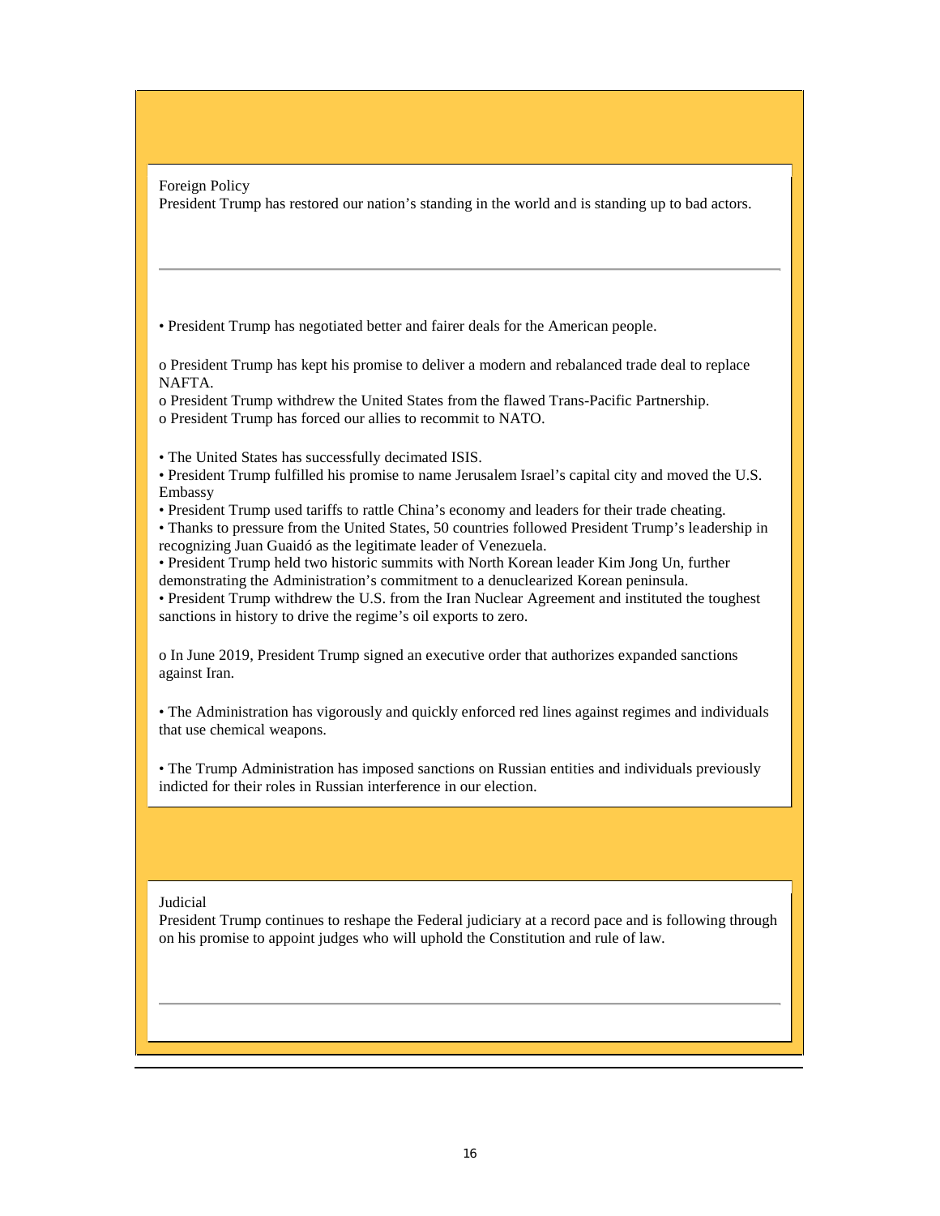## Foreign Policy

President Trump has restored our nation's standing in the world and is standing up to bad actors.

---

- President Trump has negotiated better and fairer deals for the American people.
  - President Trump has kept his promise to deliver a modern and rebalanced trade deal to replace NAFTA.
  - President Trump withdrew the United States from the flawed Trans-Pacific Partnership.
  - President Trump has forced our allies to recommit to NATO.
- The United States has successfully decimated ISIS.
- President Trump fulfilled his promise to name Jerusalem Israel's capital city and moved the U.S. Embassy
- President Trump used tariffs to rattle China's economy and leaders for their trade cheating.
- Thanks to pressure from the United States, 50 countries followed President Trump's leadership in recognizing Juan Guaidó as the legitimate leader of Venezuela.
- President Trump held two historic summits with North Korean leader Kim Jong Un, further demonstrating the Administration's commitment to a denuclearized Korean peninsula.
- President Trump withdrew the U.S. from the Iran Nuclear Agreement and instituted the toughest sanctions in history to drive the regime's oil exports to zero.
  - In June 2019, President Trump signed an executive order that authorizes expanded sanctions against Iran.
- The Administration has vigorously and quickly enforced red lines against regimes and individuals that use chemical weapons.
- The Trump Administration has imposed sanctions on Russian entities and individuals previously indicted for their roles in Russian interference in our election.

## Judicial

President Trump continues to reshape the Federal judiciary at a record pace and is following through on his promise to appoint judges who will uphold the Constitution and rule of law.

---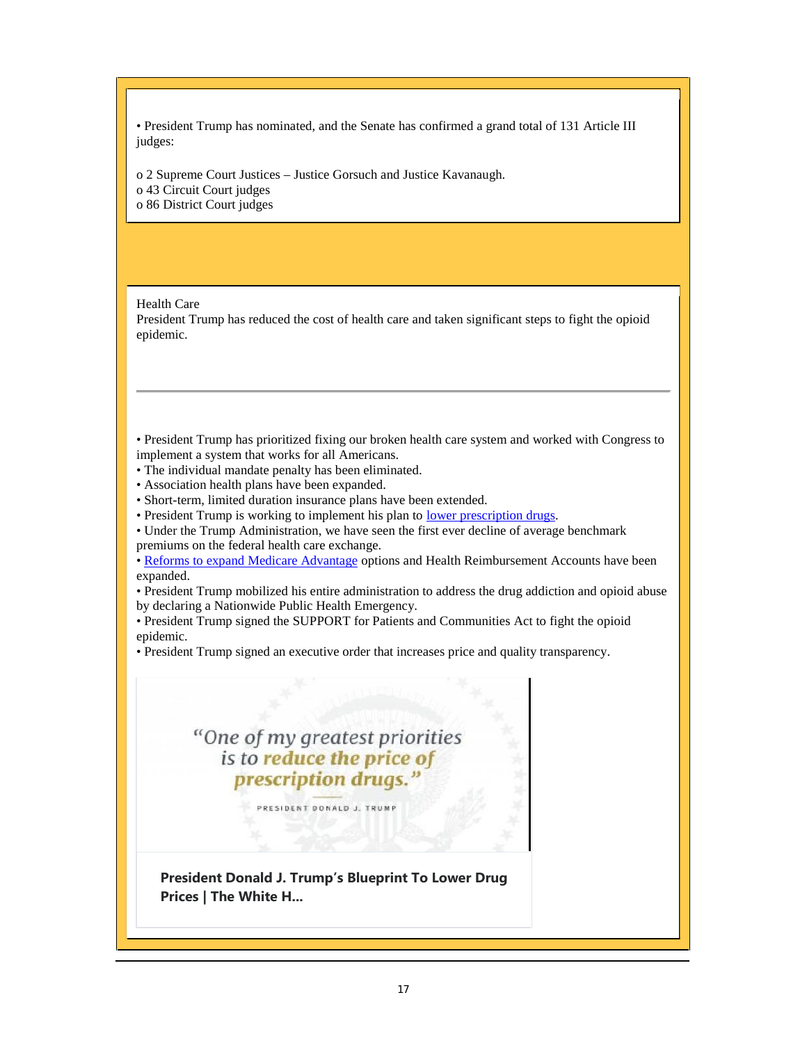• President Trump has nominated, and the Senate has confirmed a grand total of 131 Article III judges:

o 2 Supreme Court Justices – Justice Gorsuch and Justice Kavanaugh.
o 43 Circuit Court judges
o 86 District Court judges

## Health Care

President Trump has reduced the cost of health care and taken significant steps to fight the opioid epidemic.

---

• President Trump has prioritized fixing our broken health care system and worked with Congress to implement a system that works for all Americans.
• The individual mandate penalty has been eliminated.
• Association health plans have been expanded.
• Short-term, limited duration insurance plans have been extended.
• President Trump is working to implement his plan to lower prescription drugs.
• Under the Trump Administration, we have seen the first ever decline of average benchmark premiums on the federal health care exchange.
• Reforms to expand Medicare Advantage options and Health Reimbursement Accounts have been expanded.
• President Trump mobilized his entire administration to address the drug addiction and opioid abuse by declaring a Nationwide Public Health Emergency.
• President Trump signed the SUPPORT for Patients and Communities Act to fight the opioid epidemic.
• President Trump signed an executive order that increases price and quality transparency.

*"One of my greatest priorities is to **reduce the price of prescription drugs.**"*

PRESIDENT DONALD J. TRUMP

**President Donald J. Trump's Blueprint To Lower Drug Prices | The White H...**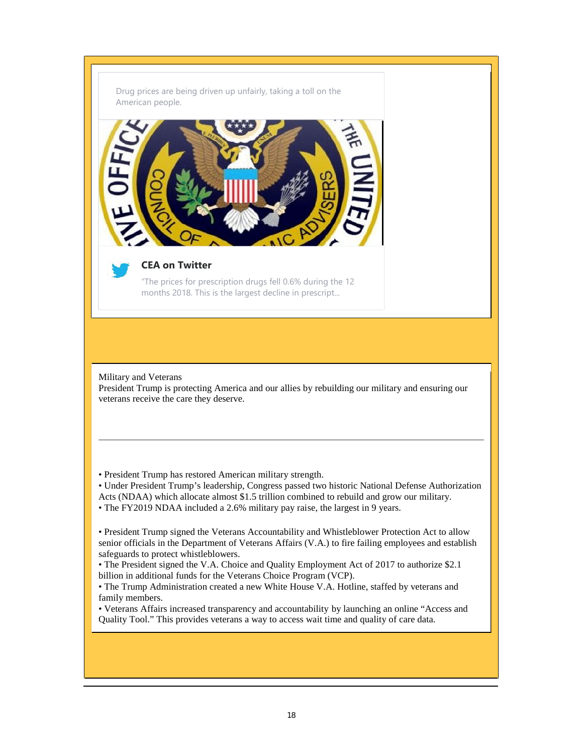Drug prices are being driven up unfairly, taking a toll on the American people.

**CEA on Twitter**

"The prices for prescription drugs fell 0.6% during the 12 months 2018. This is the largest decline in prescript...

Military and Veterans

President Trump is protecting America and our allies by rebuilding our military and ensuring our veterans receive the care they deserve.

---

- President Trump has restored American military strength.
- Under President Trump's leadership, Congress passed two historic National Defense Authorization Acts (NDAA) which allocate almost $1.5 trillion combined to rebuild and grow our military.
- The FY2019 NDAA included a 2.6% military pay raise, the largest in 9 years.

- President Trump signed the Veterans Accountability and Whistleblower Protection Act to allow senior officials in the Department of Veterans Affairs (V.A.) to fire failing employees and establish safeguards to protect whistleblowers.
- The President signed the V.A. Choice and Quality Employment Act of 2017 to authorize $2.1 billion in additional funds for the Veterans Choice Program (VCP).
- The Trump Administration created a new White House V.A. Hotline, staffed by veterans and family members.
- Veterans Affairs increased transparency and accountability by launching an online "Access and Quality Tool." This provides veterans a way to access wait time and quality of care data.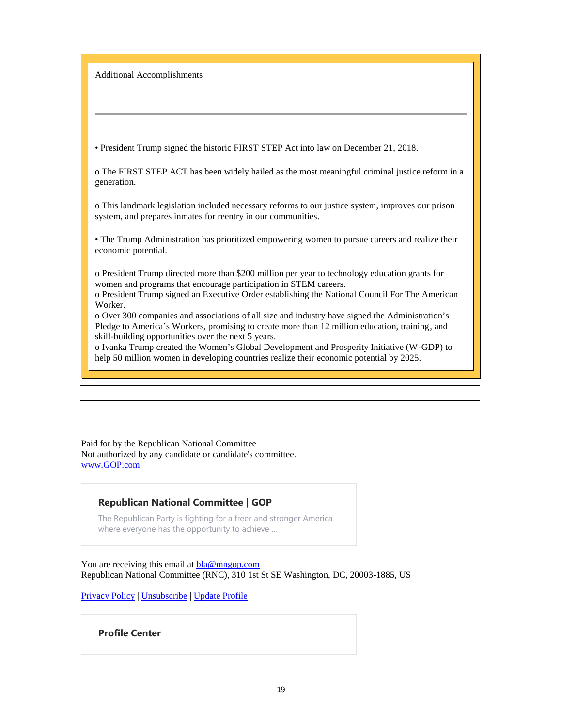Additional Accomplishments

---

• President Trump signed the historic FIRST STEP Act into law on December 21, 2018.

o The FIRST STEP ACT has been widely hailed as the most meaningful criminal justice reform in a generation.

o This landmark legislation included necessary reforms to our justice system, improves our prison system, and prepares inmates for reentry in our communities.

• The Trump Administration has prioritized empowering women to pursue careers and realize their economic potential.

o President Trump directed more than $200 million per year to technology education grants for women and programs that encourage participation in STEM careers.
o President Trump signed an Executive Order establishing the National Council For The American Worker.
o Over 300 companies and associations of all size and industry have signed the Administration's Pledge to America's Workers, promising to create more than 12 million education, training, and skill-building opportunities over the next 5 years.
o Ivanka Trump created the Women's Global Development and Prosperity Initiative (W-GDP) to help 50 million women in developing countries realize their economic potential by 2025.

---

Paid for by the Republican National Committee
Not authorized by any candidate or candidate's committee.
[www.GOP.com](www.GOP.com)

**Republican National Committee | GOP**

The Republican Party is fighting for a freer and stronger America where everyone has the opportunity to achieve ...

You are receiving this email at bla@mngop.com
Republican National Committee (RNC), 310 1st St SE Washington, DC, 20003-1885, US

Privacy Policy | Unsubscribe | Update Profile

**Profile Center**